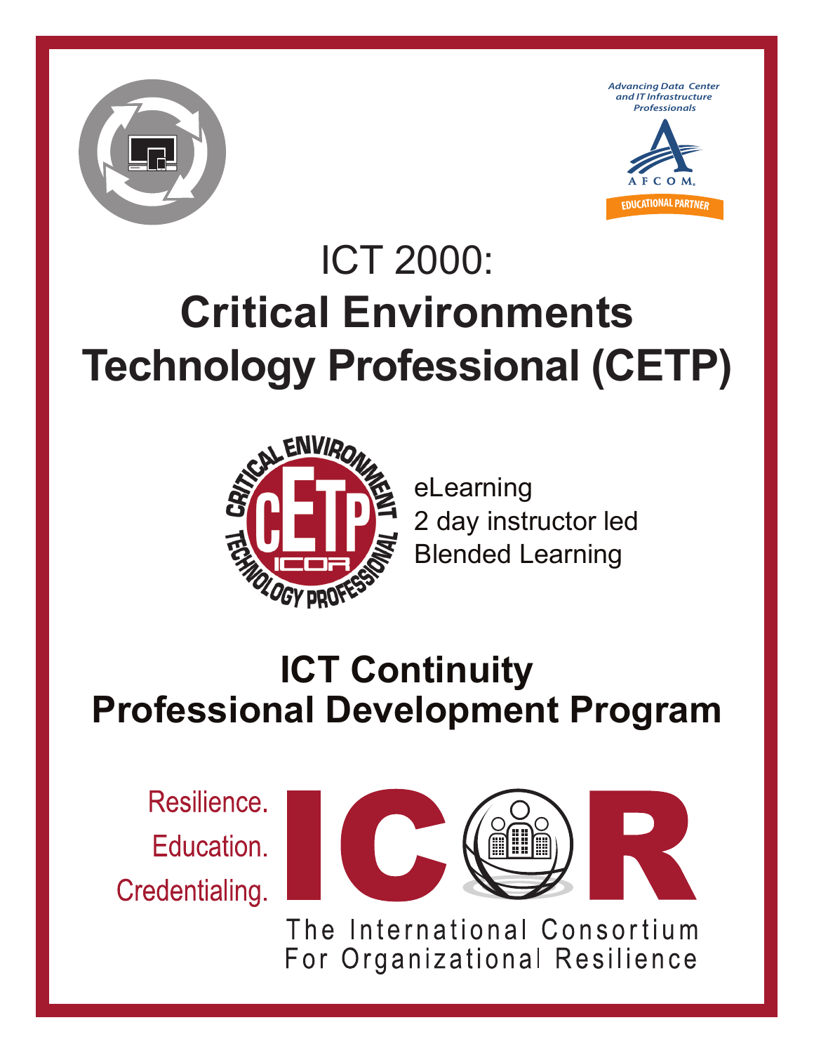Advancing Data Center and IT Infrastructure Professionals

AFCOM

EDUCATIONAL PARTNER

# ICT 2000:
# **Critical Environments Technology Professional (CETP)**

- eLearning
- 2 day instructor led
- Blended Learning

## ICT Continuity Professional Development Program

Resilience.
Education.
Credentialing.

ICOR

The International Consortium For Organizational Resilience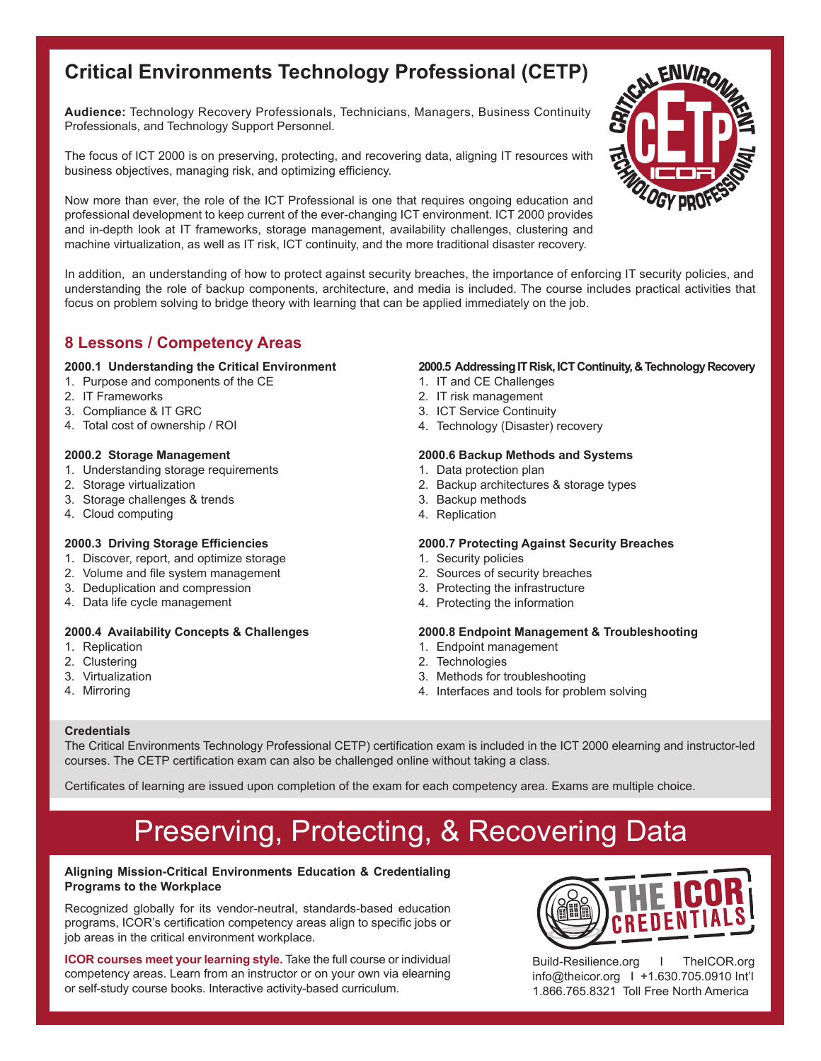# Critical Environments Technology Professional (CETP)

**Audience:** Technology Recovery Professionals, Technicians, Managers, Business Continuity Professionals, and Technology Support Personnel.

The focus of ICT 2000 is on preserving, protecting, and recovering data, aligning IT resources with business objectives, managing risk, and optimizing efficiency.

Now more than ever, the role of the ICT Professional is one that requires ongoing education and professional development to keep current of the ever-changing ICT environment. ICT 2000 provides and in-depth look at IT frameworks, storage management, availability challenges, clustering and machine virtualization, as well as IT risk, ICT continuity, and the more traditional disaster recovery.

In addition, an understanding of how to protect against security breaches, the importance of enforcing IT security policies, and understanding the role of backup components, architecture, and media is included. The course includes practical activities that focus on problem solving to bridge theory with learning that can be applied immediately on the job.

## 8 Lessons / Competency Areas

**2000.1 Understanding the Critical Environment**
1. Purpose and components of the CE
2. IT Frameworks
3. Compliance & IT GRC
4. Total cost of ownership / ROI

**2000.2 Storage Management**
1. Understanding storage requirements
2. Storage virtualization
3. Storage challenges & trends
4. Cloud computing

**2000.3 Driving Storage Efficiencies**
1. Discover, report, and optimize storage
2. Volume and file system management
3. Deduplication and compression
4. Data life cycle management

**2000.4 Availability Concepts & Challenges**
1. Replication
2. Clustering
3. Virtualization
4. Mirroring

**2000.5 Addressing IT Risk, ICT Continuity, & Technology Recovery**
1. IT and CE Challenges
2. IT risk management
3. ICT Service Continuity
4. Technology (Disaster) recovery

**2000.6 Backup Methods and Systems**
1. Data protection plan
2. Backup architectures & storage types
3. Backup methods
4. Replication

**2000.7 Protecting Against Security Breaches**
1. Security policies
2. Sources of security breaches
3. Protecting the infrastructure
4. Protecting the information

**2000.8 Endpoint Management & Troubleshooting**
1. Endpoint management
2. Technologies
3. Methods for troubleshooting
4. Interfaces and tools for problem solving

**Credentials**

The Critical Environments Technology Professional CETP) certification exam is included in the ICT 2000 elearning and instructor-led courses. The CETP certification exam can also be challenged online without taking a class.

Certificates of learning are issued upon completion of the exam for each competency area. Exams are multiple choice.

# Preserving, Protecting, & Recovering Data

**Aligning Mission-Critical Environments Education & Credentialing Programs to the Workplace**

Recognized globally for its vendor-neutral, standards-based education programs, ICOR's certification competency areas align to specific jobs or job areas in the critical environment workplace.

**ICOR courses meet your learning style.** Take the full course or individual competency areas. Learn from an instructor or on your own via elearning or self-study course books. Interactive activity-based curriculum.

THE ICOR CREDENTIALS

Build-Resilience.org | TheICOR.org
info@theicor.org | +1.630.705.0910 Int'l
1.866.765.8321 Toll Free North America